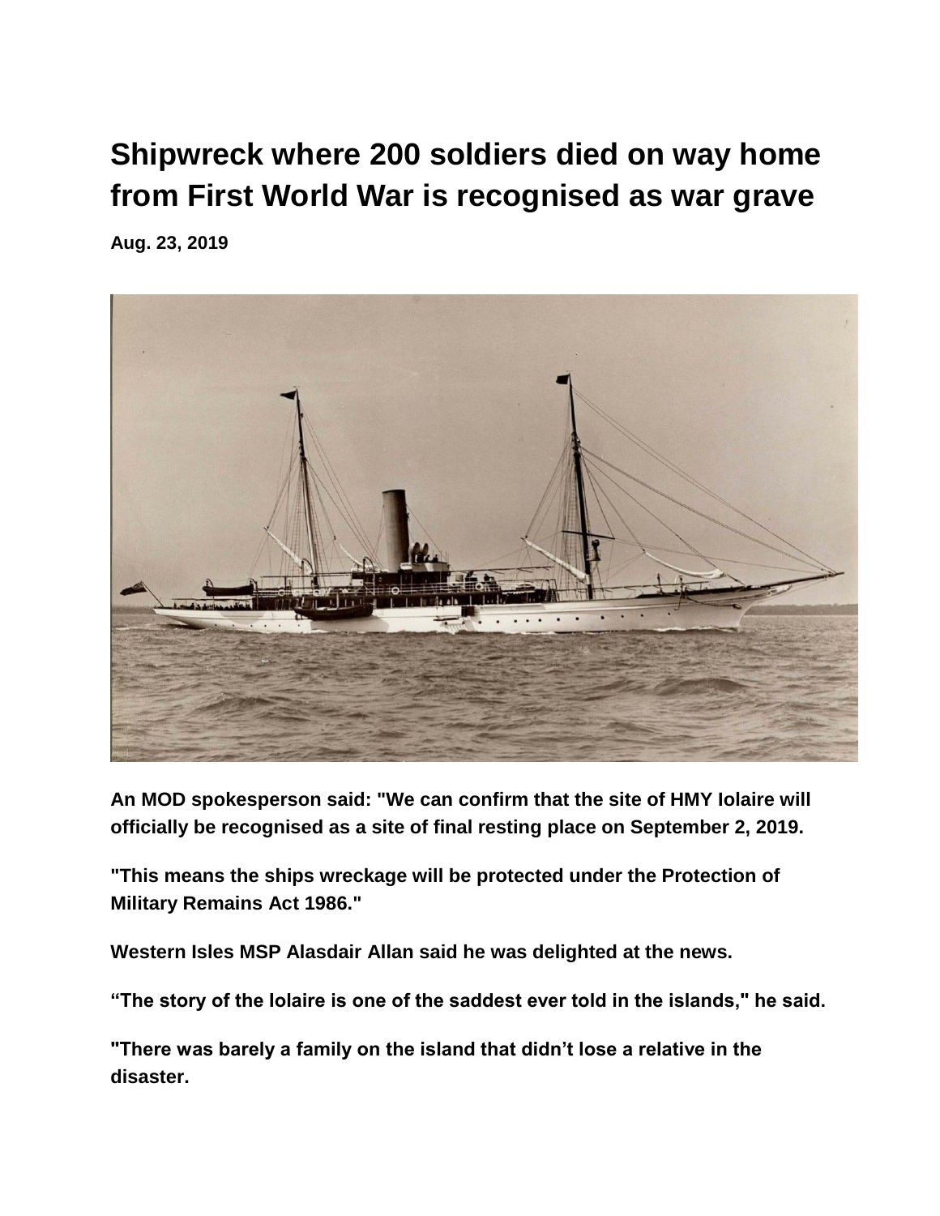# Shipwreck where 200 soldiers died on way home from First World War is recognised as war grave

**Aug. 23, 2019**

**An MOD spokesperson said: "We can confirm that the site of HMY Iolaire will officially be recognised as a site of final resting place on September 2, 2019.**

**"This means the ships wreckage will be protected under the Protection of Military Remains Act 1986."**

**Western Isles MSP Alasdair Allan said he was delighted at the news.**

**"The story of the Iolaire is one of the saddest ever told in the islands," he said.**

**"There was barely a family on the island that didn't lose a relative in the disaster.**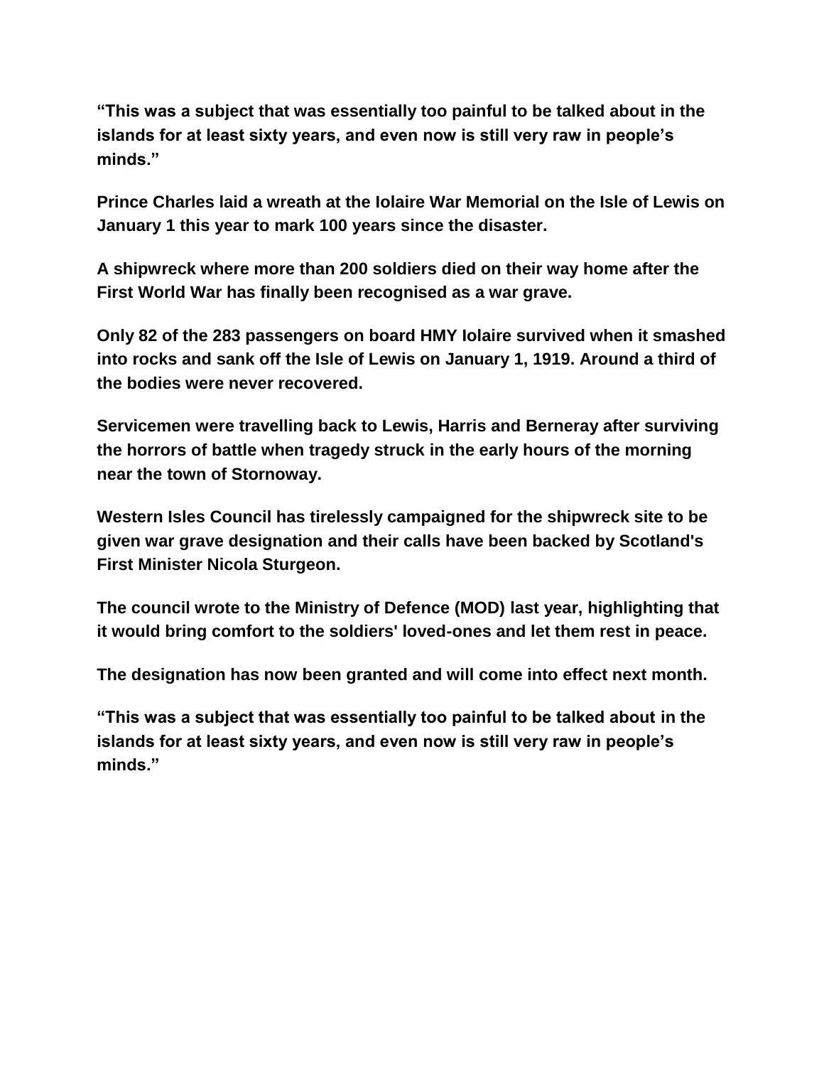**“This was a subject that was essentially too painful to be talked about in the islands for at least sixty years, and even now is still very raw in people’s minds.”**

**Prince Charles laid a wreath at the Iolaire War Memorial on the Isle of Lewis on January 1 this year to mark 100 years since the disaster.**

**A shipwreck where more than 200 soldiers died on their way home after the First World War has finally been recognised as a war grave.**

**Only 82 of the 283 passengers on board HMY Iolaire survived when it smashed into rocks and sank off the Isle of Lewis on January 1, 1919. Around a third of the bodies were never recovered.**

**Servicemen were travelling back to Lewis, Harris and Berneray after surviving the horrors of battle when tragedy struck in the early hours of the morning near the town of Stornoway.**

**Western Isles Council has tirelessly campaigned for the shipwreck site to be given war grave designation and their calls have been backed by Scotland's First Minister Nicola Sturgeon.**

**The council wrote to the Ministry of Defence (MOD) last year, highlighting that it would bring comfort to the soldiers' loved-ones and let them rest in peace.**

**The designation has now been granted and will come into effect next month.**

**“This was a subject that was essentially too painful to be talked about in the islands for at least sixty years, and even now is still very raw in people’s minds.”**